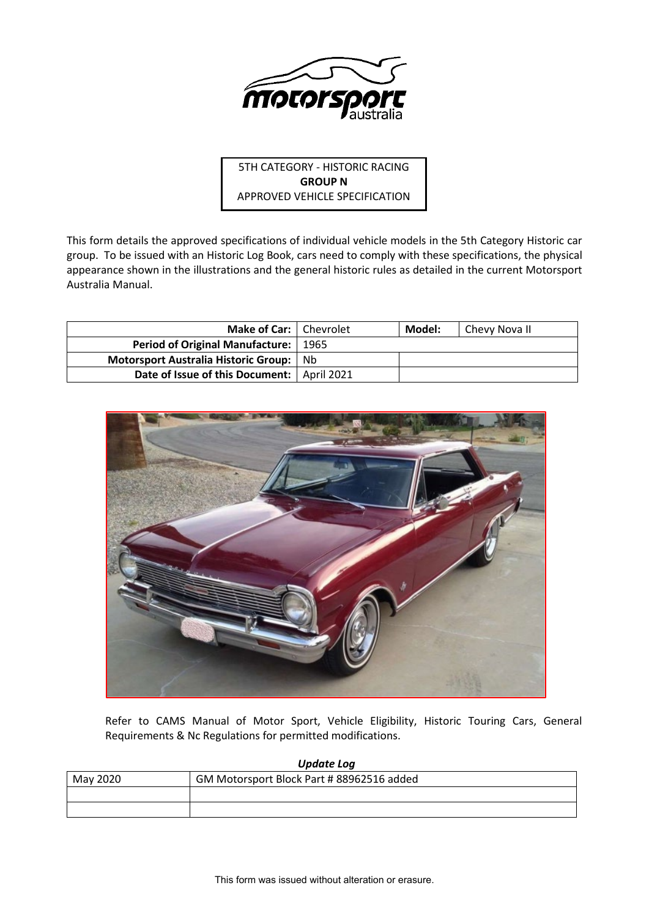5TH CATEGORY - HISTORIC RACING
**GROUP N**
APPROVED VEHICLE SPECIFICATION

This form details the approved specifications of individual vehicle models in the 5th Category Historic car group. To be issued with an Historic Log Book, cars need to comply with these specifications, the physical appearance shown in the illustrations and the general historic rules as detailed in the current Motorsport Australia Manual.

| | | | |
|---|---|---|---|
| **Make of Car:** | Chevrolet | **Model:** | Chevy Nova II |
| **Period of Original Manufacture:** | 1965 | | |
| **Motorsport Australia Historic Group:** | Nb | | |
| **Date of Issue of this Document:** | April 2021 | | |

Refer to CAMS Manual of Motor Sport, Vehicle Eligibility, Historic Touring Cars, General Requirements & Nc Regulations for permitted modifications.

***Update Log***

| | |
|---|---|
| May 2020 | GM Motorsport Block Part # 88962516 added |
| | |
| | |

This form was issued without alteration or erasure.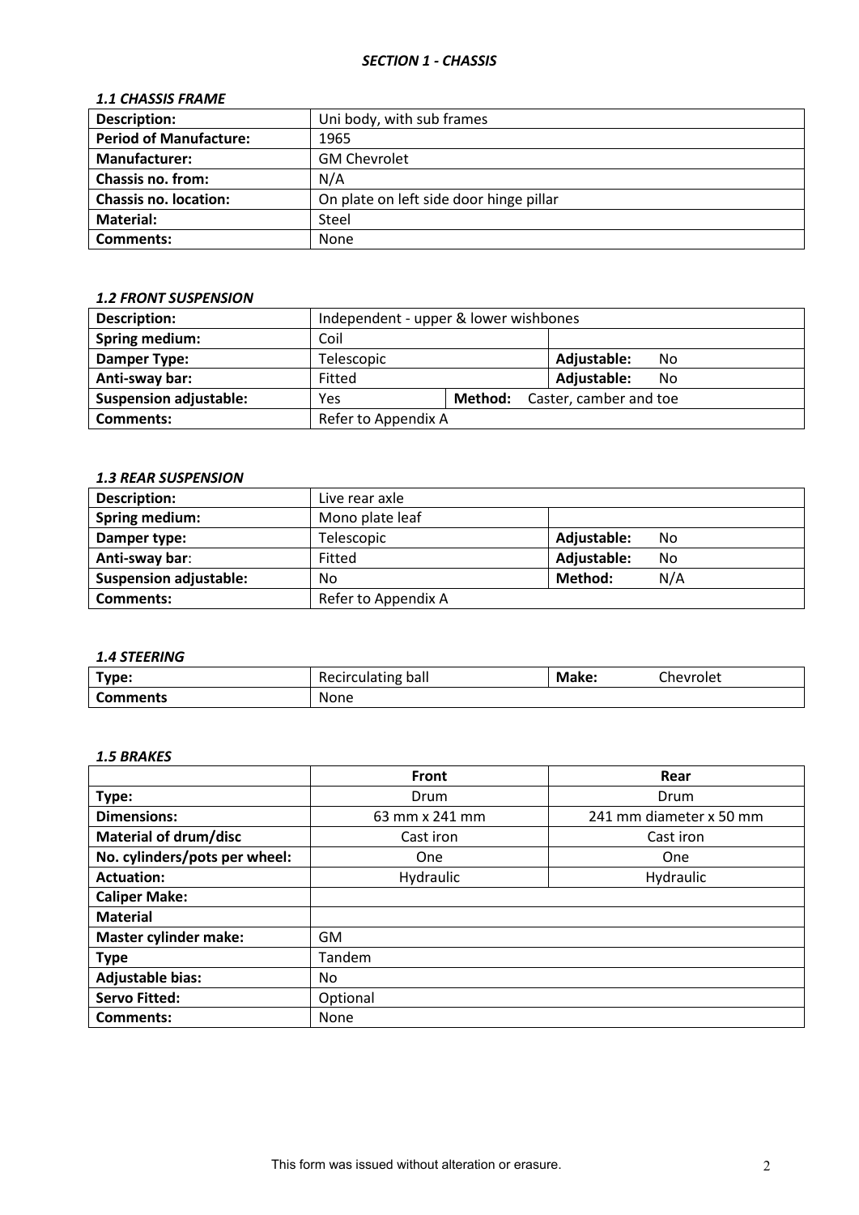### *SECTION 1 - CHASSIS*

#### *1.1 CHASSIS FRAME*

| | |
|---|---|
| **Description:** | Uni body, with sub frames |
| **Period of Manufacture:** | 1965 |
| **Manufacturer:** | GM Chevrolet |
| **Chassis no. from:** | N/A |
| **Chassis no. location:** | On plate on left side door hinge pillar |
| **Material:** | Steel |
| **Comments:** | None |

#### *1.2 FRONT SUSPENSION*

| | | | |
|---|---|---|---|
| **Description:** | Independent - upper & lower wishbones | | |
| **Spring medium:** | Coil | | |
| **Damper Type:** | Telescopic | | **Adjustable:** No |
| **Anti-sway bar:** | Fitted | | **Adjustable:** No |
| **Suspension adjustable:** | Yes | **Method:** | Caster, camber and toe |
| **Comments:** | Refer to Appendix A | | |

#### *1.3 REAR SUSPENSION*

| | | |
|---|---|---|
| **Description:** | Live rear axle | |
| **Spring medium:** | Mono plate leaf | |
| **Damper type:** | Telescopic | **Adjustable:** No |
| **Anti-sway bar:** | Fitted | **Adjustable:** No |
| **Suspension adjustable:** | No | **Method:** N/A |
| **Comments:** | Refer to Appendix A | |

#### *1.4 STEERING*

| | | | |
|---|---|---|---|
| **Type:** | Recirculating ball | **Make:** | Chevrolet |
| **Comments** | None | | |

#### *1.5 BRAKES*

| | **Front** | **Rear** |
|---|---|---|
| **Type:** | Drum | Drum |
| **Dimensions:** | 63 mm x 241 mm | 241 mm diameter x 50 mm |
| **Material of drum/disc** | Cast iron | Cast iron |
| **No. cylinders/pots per wheel:** | One | One |
| **Actuation:** | Hydraulic | Hydraulic |
| **Caliper Make:** | | |
| **Material** | | |
| **Master cylinder make:** | GM | |
| **Type** | Tandem | |
| **Adjustable bias:** | No | |
| **Servo Fitted:** | Optional | |
| **Comments:** | None | |

This form was issued without alteration or erasure.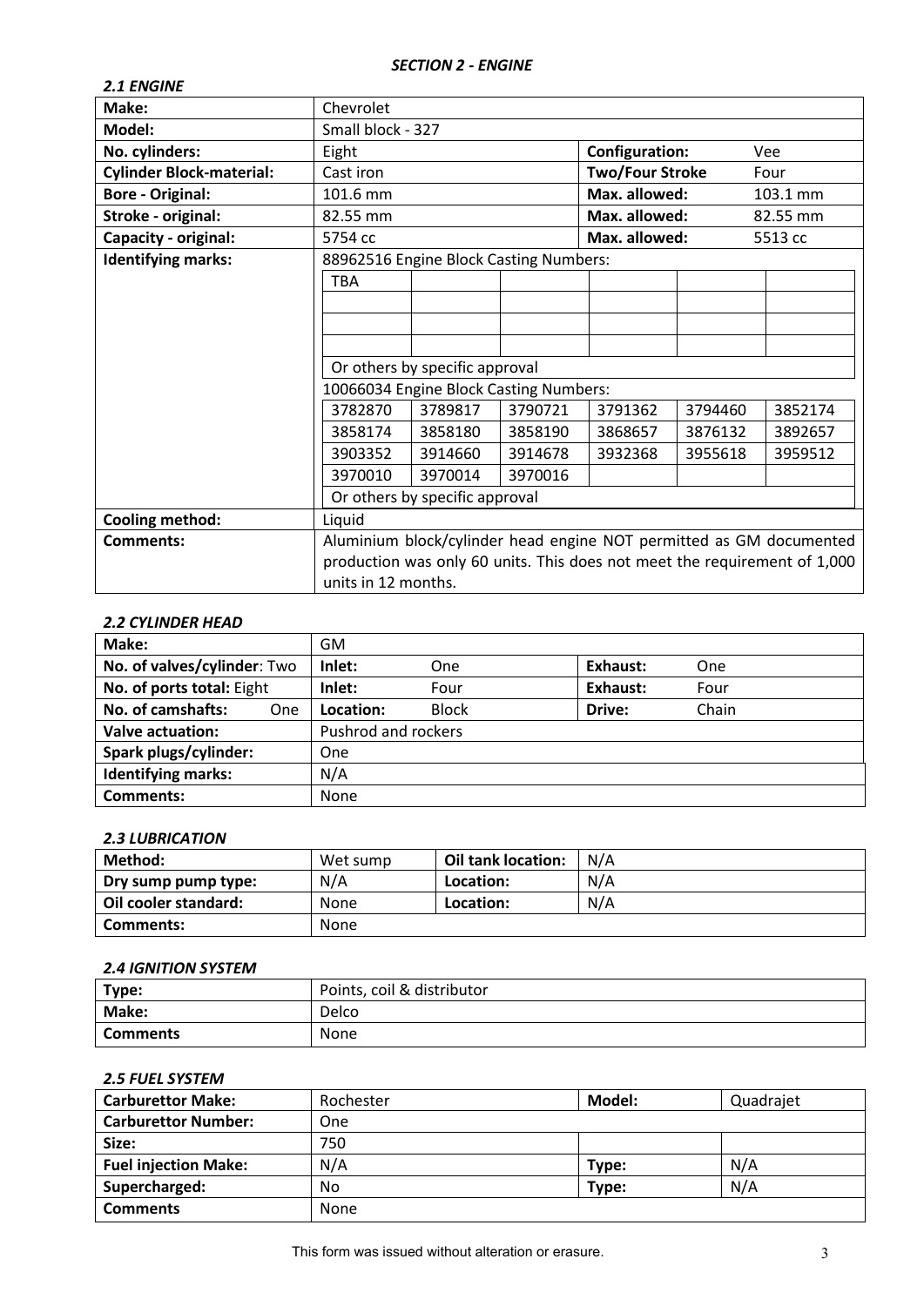## *SECTION 2 - ENGINE*

### *2.1 ENGINE*

| | | | | | | |
|---|---|---|---|---|---|---|
| **Make:** | Chevrolet | | | | | |
| **Model:** | Small block - 327 | | | | | |
| **No. cylinders:** | Eight | | | **Configuration:** | Vee | |
| **Cylinder Block-material:** | Cast iron | | | **Two/Four Stroke** | Four | |
| **Bore - Original:** | 101.6 mm | | | **Max. allowed:** | 103.1 mm | |
| **Stroke - original:** | 82.55 mm | | | **Max. allowed:** | 82.55 mm | |
| **Capacity - original:** | 5754 cc | | | **Max. allowed:** | 5513 cc | |
| **Identifying marks:** | 88962516 Engine Block Casting Numbers: | | | | | |
| | TBA | | | | | |
| | | | | | | |
| | | | | | | |
| | | | | | | |
| | Or others by specific approval | | | | | |
| | 10066034 Engine Block Casting Numbers: | | | | | |
| | 3782870 | 3789817 | 3790721 | 3791362 | 3794460 | 3852174 |
| | 3858174 | 3858180 | 3858190 | 3868657 | 3876132 | 3892657 |
| | 3903352 | 3914660 | 3914678 | 3932368 | 3955618 | 3959512 |
| | 3970010 | 3970014 | 3970016 | | | |
| | Or others by specific approval | | | | | |
| **Cooling method:** | Liquid | | | | | |
| **Comments:** | Aluminium block/cylinder head engine NOT permitted as GM documented production was only 60 units. This does not meet the requirement of 1,000 units in 12 months. | | | | | |

### *2.2 CYLINDER HEAD*

| | | | | |
|---|---|---|---|---|
| **Make:** | GM | | | |
| **No. of valves/cylinder**: Two | **Inlet:** One | | **Exhaust:** | One |
| **No. of ports total:** Eight | **Inlet:** Four | | **Exhaust:** | Four |
| **No. of camshafts:** One | **Location:** Block | | **Drive:** | Chain |
| **Valve actuation:** | Pushrod and rockers | | | |
| **Spark plugs/cylinder:** | One | | | |
| **Identifying marks:** | N/A | | | |
| **Comments:** | None | | | |

### *2.3 LUBRICATION*

| | | | |
|---|---|---|---|
| **Method:** | Wet sump | **Oil tank location:** | N/A |
| **Dry sump pump type:** | N/A | **Location:** | N/A |
| **Oil cooler standard:** | None | **Location:** | N/A |
| **Comments:** | None | | |

### *2.4 IGNITION SYSTEM*

| | |
|---|---|
| **Type:** | Points, coil & distributor |
| **Make:** | Delco |
| **Comments** | None |

### *2.5 FUEL SYSTEM*

| | | | |
|---|---|---|---|
| **Carburettor Make:** | Rochester | **Model:** | Quadrajet |
| **Carburettor Number:** | One | | |
| **Size:** | 750 | | |
| **Fuel injection Make:** | N/A | **Type:** | N/A |
| **Supercharged:** | No | **Type:** | N/A |
| **Comments** | None | | |

This form was issued without alteration or erasure.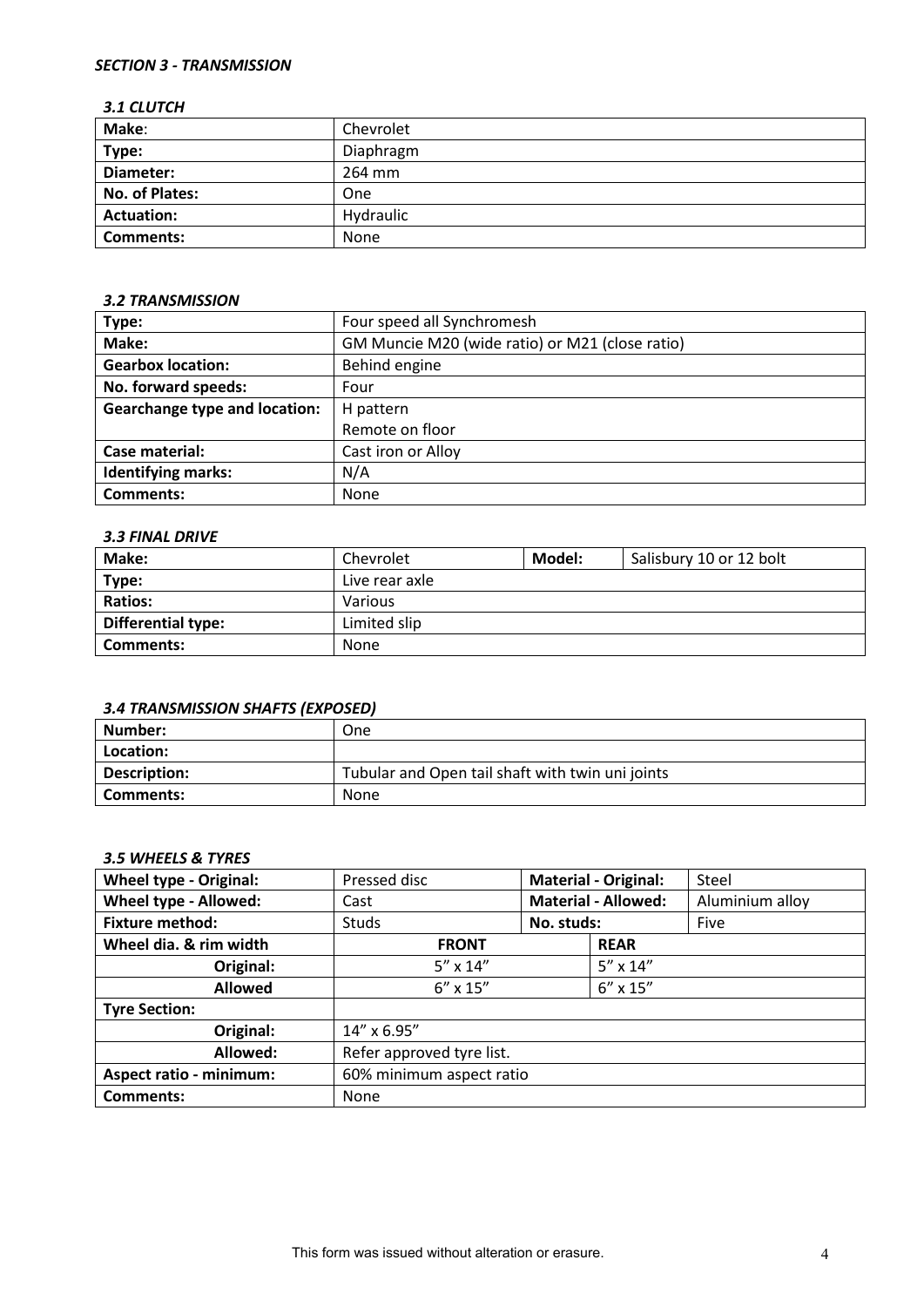*SECTION 3 - TRANSMISSION*

*3.1 CLUTCH*

| **Make**: | Chevrolet |
|---|---|
| **Type:** | Diaphragm |
| **Diameter:** | 264 mm |
| **No. of Plates:** | One |
| **Actuation:** | Hydraulic |
| **Comments:** | None |

*3.2 TRANSMISSION*

| **Type:** | Four speed all Synchromesh |
|---|---|
| **Make:** | GM Muncie M20 (wide ratio) or M21 (close ratio) |
| **Gearbox location:** | Behind engine |
| **No. forward speeds:** | Four |
| **Gearchange type and location:** | H pattern<br>Remote on floor |
| **Case material:** | Cast iron or Alloy |
| **Identifying marks:** | N/A |
| **Comments:** | None |

*3.3 FINAL DRIVE*

| **Make:** | Chevrolet | **Model:** | Salisbury 10 or 12 bolt |
|---|---|---|---|
| **Type:** | Live rear axle | | |
| **Ratios:** | Various | | |
| **Differential type:** | Limited slip | | |
| **Comments:** | None | | |

*3.4 TRANSMISSION SHAFTS (EXPOSED)*

| **Number:** | One |
|---|---|
| **Location:** | |
| **Description:** | Tubular and Open tail shaft with twin uni joints |
| **Comments:** | None |

*3.5 WHEELS & TYRES*

| **Wheel type - Original:** | Pressed disc | **Material - Original:** | Steel |
|---|---|---|---|
| **Wheel type - Allowed:** | Cast | **Material - Allowed:** | Aluminium alloy |
| **Fixture method:** | Studs | **No. studs:** | Five |
| **Wheel dia. & rim width** | **FRONT** | **REAR** | |
| **Original:** | 5" x 14" | 5" x 14" | |
| **Allowed** | 6" x 15" | 6" x 15" | |
| **Tyre Section:** | | | |
| **Original:** | 14" x 6.95" | | |
| **Allowed:** | Refer approved tyre list. | | |
| **Aspect ratio - minimum:** | 60% minimum aspect ratio | | |
| **Comments:** | None | | |

This form was issued without alteration or erasure.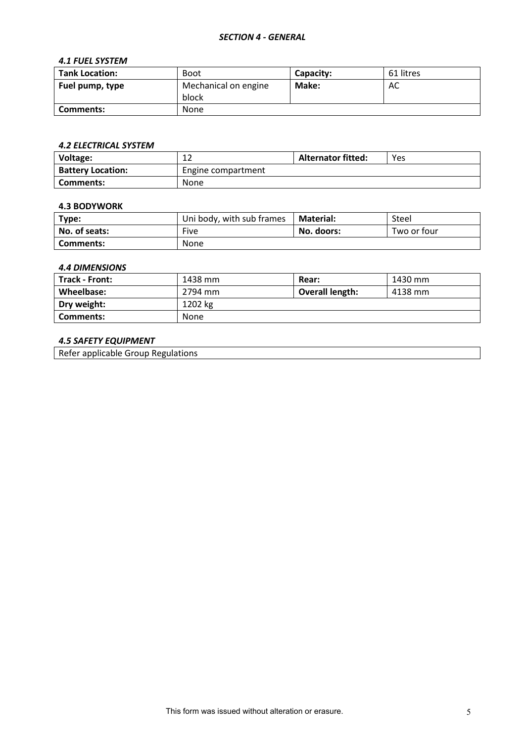## *SECTION 4 - GENERAL*

### *4.1 FUEL SYSTEM*

| **Tank Location:** | Boot | **Capacity:** | 61 litres |
|---|---|---|---|
| **Fuel pump, type** | Mechanical on engine block | **Make:** | AC |
| **Comments:** | None | | |

### *4.2 ELECTRICAL SYSTEM*

| **Voltage:** | 12 | **Alternator fitted:** | Yes |
|---|---|---|---|
| **Battery Location:** | Engine compartment | | |
| **Comments:** | None | | |

### 4.3 BODYWORK

| **Type:** | Uni body, with sub frames | **Material:** | Steel |
|---|---|---|---|
| **No. of seats:** | Five | **No. doors:** | Two or four |
| **Comments:** | None | | |

### *4.4 DIMENSIONS*

| **Track - Front:** | 1438 mm | **Rear:** | 1430 mm |
|---|---|---|---|
| **Wheelbase:** | 2794 mm | **Overall length:** | 4138 mm |
| **Dry weight:** | 1202 kg | | |
| **Comments:** | None | | |

### *4.5 SAFETY EQUIPMENT*

| Refer applicable Group Regulations |
|---|

This form was issued without alteration or erasure.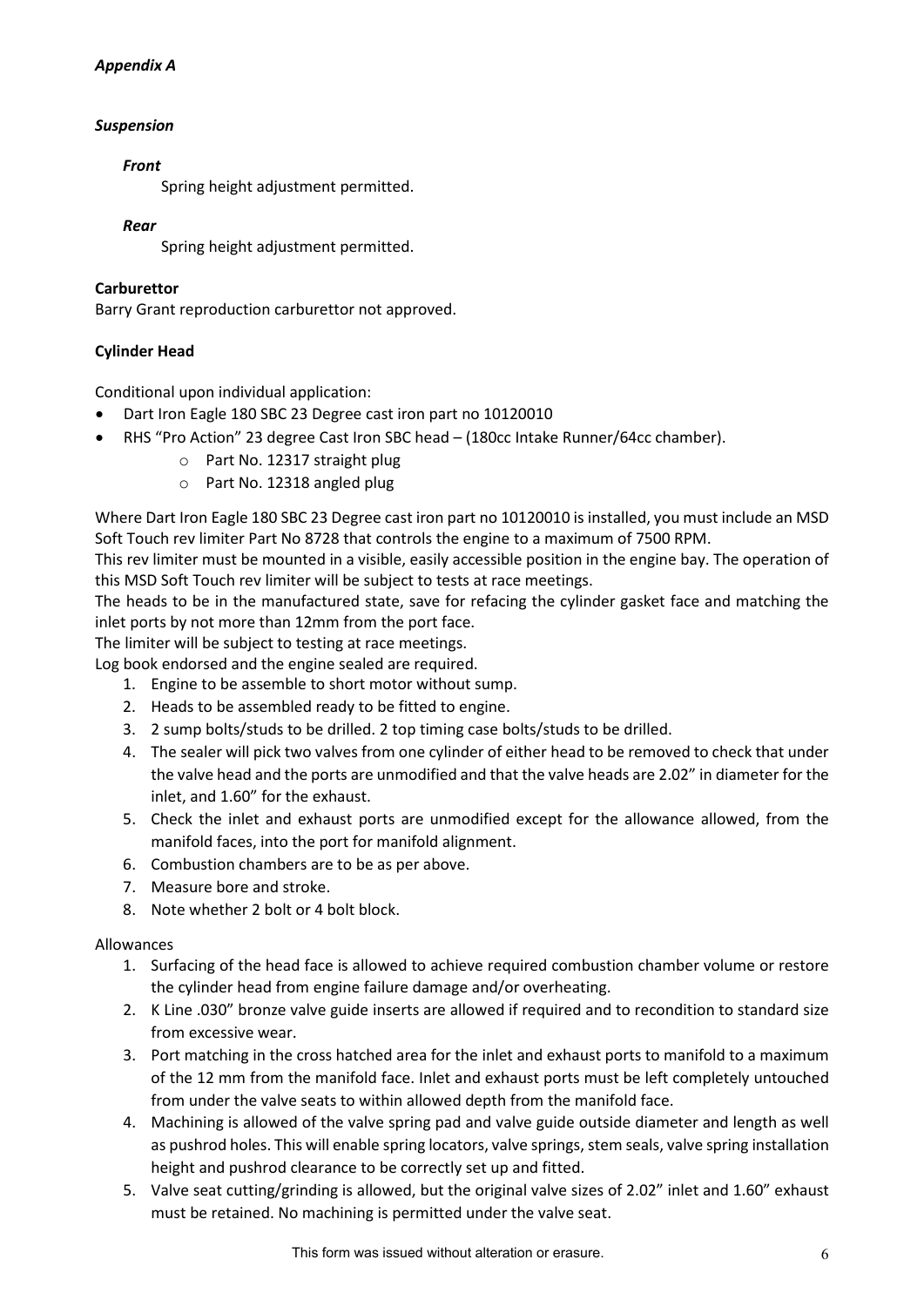*Appendix A*

***Suspension***

***Front***

Spring height adjustment permitted.

***Rear***

Spring height adjustment permitted.

**Carburettor**

Barry Grant reproduction carburettor not approved.

**Cylinder Head**

Conditional upon individual application:

- Dart Iron Eagle 180 SBC 23 Degree cast iron part no 10120010
- RHS "Pro Action" 23 degree Cast Iron SBC head – (180cc Intake Runner/64cc chamber).
    - Part No. 12317 straight plug
    - Part No. 12318 angled plug

Where Dart Iron Eagle 180 SBC 23 Degree cast iron part no 10120010 is installed, you must include an MSD Soft Touch rev limiter Part No 8728 that controls the engine to a maximum of 7500 RPM.
This rev limiter must be mounted in a visible, easily accessible position in the engine bay. The operation of this MSD Soft Touch rev limiter will be subject to tests at race meetings.
The heads to be in the manufactured state, save for refacing the cylinder gasket face and matching the inlet ports by not more than 12mm from the port face.
The limiter will be subject to testing at race meetings.
Log book endorsed and the engine sealed are required.

1. Engine to be assemble to short motor without sump.
2. Heads to be assembled ready to be fitted to engine.
3. 2 sump bolts/studs to be drilled. 2 top timing case bolts/studs to be drilled.
4. The sealer will pick two valves from one cylinder of either head to be removed to check that under the valve head and the ports are unmodified and that the valve heads are 2.02" in diameter for the inlet, and 1.60" for the exhaust.
5. Check the inlet and exhaust ports are unmodified except for the allowance allowed, from the manifold faces, into the port for manifold alignment.
6. Combustion chambers are to be as per above.
7. Measure bore and stroke.
8. Note whether 2 bolt or 4 bolt block.

Allowances

1. Surfacing of the head face is allowed to achieve required combustion chamber volume or restore the cylinder head from engine failure damage and/or overheating.
2. K Line .030" bronze valve guide inserts are allowed if required and to recondition to standard size from excessive wear.
3. Port matching in the cross hatched area for the inlet and exhaust ports to manifold to a maximum of the 12 mm from the manifold face. Inlet and exhaust ports must be left completely untouched from under the valve seats to within allowed depth from the manifold face.
4. Machining is allowed of the valve spring pad and valve guide outside diameter and length as well as pushrod holes. This will enable spring locators, valve springs, stem seals, valve spring installation height and pushrod clearance to be correctly set up and fitted.
5. Valve seat cutting/grinding is allowed, but the original valve sizes of 2.02" inlet and 1.60" exhaust must be retained. No machining is permitted under the valve seat.

This form was issued without alteration or erasure.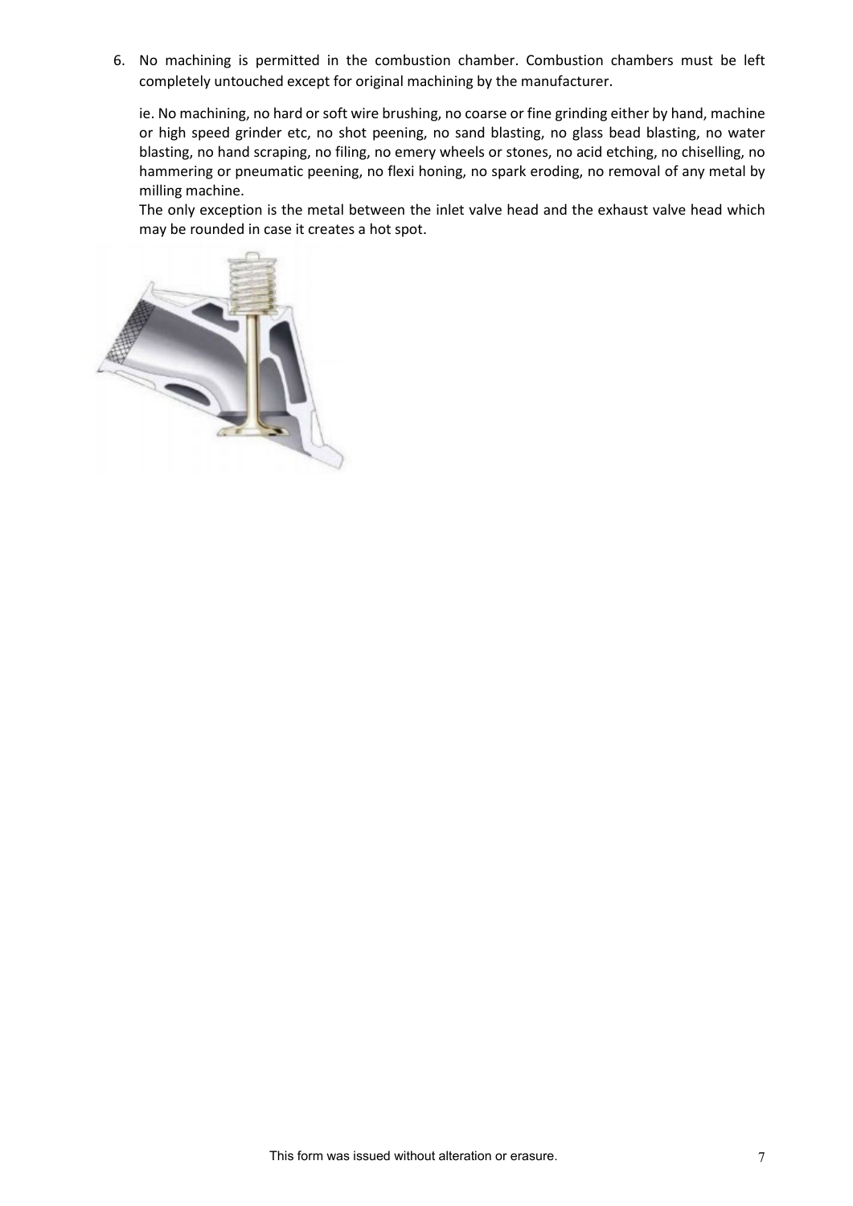6. No machining is permitted in the combustion chamber. Combustion chambers must be left completely untouched except for original machining by the manufacturer.

   ie. No machining, no hard or soft wire brushing, no coarse or fine grinding either by hand, machine or high speed grinder etc, no shot peening, no sand blasting, no glass bead blasting, no water blasting, no hand scraping, no filing, no emery wheels or stones, no acid etching, no chiselling, no hammering or pneumatic peening, no flexi honing, no spark eroding, no removal of any metal by milling machine.

   The only exception is the metal between the inlet valve head and the exhaust valve head which may be rounded in case it creates a hot spot.

This form was issued without alteration or erasure.